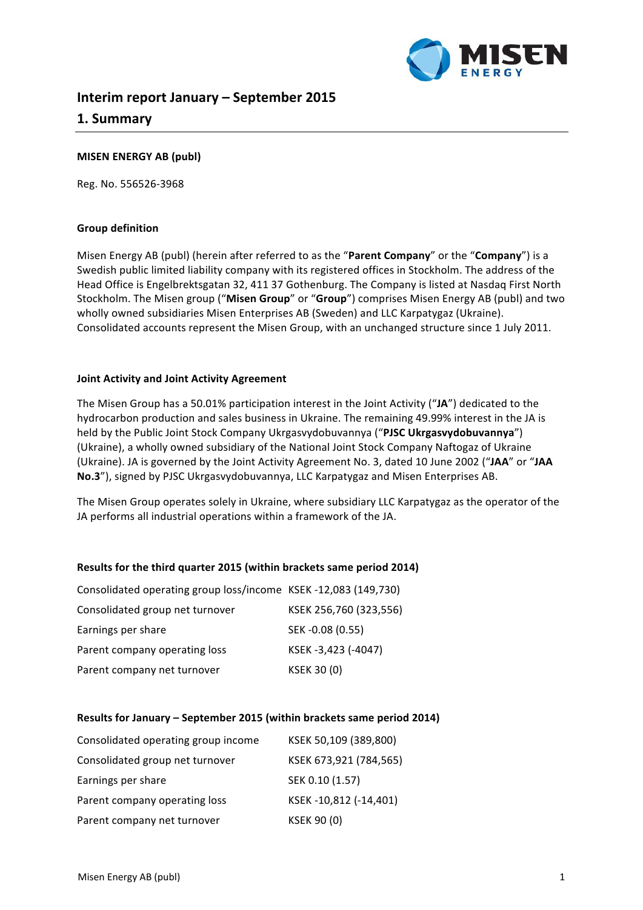# Interim report January – September 2015

## 1. Summary

**MISEN ENERGY AB (publ)**

Reg. No. 556526-3968

**Group definition**

Misen Energy AB (publ) (herein after referred to as the "**Parent Company**" or the "**Company**") is a Swedish public limited liability company with its registered offices in Stockholm. The address of the Head Office is Engelbrektsgatan 32, 411 37 Gothenburg. The Company is listed at Nasdaq First North Stockholm. The Misen group ("**Misen Group**" or "**Group**") comprises Misen Energy AB (publ) and two wholly owned subsidiaries Misen Enterprises AB (Sweden) and LLC Karpatygaz (Ukraine). Consolidated accounts represent the Misen Group, with an unchanged structure since 1 July 2011.

**Joint Activity and Joint Activity Agreement**

The Misen Group has a 50.01% participation interest in the Joint Activity ("**JA**") dedicated to the hydrocarbon production and sales business in Ukraine. The remaining 49.99% interest in the JA is held by the Public Joint Stock Company Ukrgasvydobuvannya ("**PJSC Ukrgasvydobuvannya**") (Ukraine), a wholly owned subsidiary of the National Joint Stock Company Naftogaz of Ukraine (Ukraine). JA is governed by the Joint Activity Agreement No. 3, dated 10 June 2002 ("**JAA**" or "**JAA No.3**"), signed by PJSC Ukrgasvydobuvannya, LLC Karpatygaz and Misen Enterprises AB.

The Misen Group operates solely in Ukraine, where subsidiary LLC Karpatygaz as the operator of the JA performs all industrial operations within a framework of the JA.

**Results for the third quarter 2015 (within brackets same period 2014)**

| | |
|---|---|
| Consolidated operating group loss/income | KSEK -12,083 (149,730) |
| Consolidated group net turnover | KSEK 256,760 (323,556) |
| Earnings per share | SEK -0.08 (0.55) |
| Parent company operating loss | KSEK -3,423 (-4047) |
| Parent company net turnover | KSEK 30 (0) |

**Results for January – September 2015 (within brackets same period 2014)**

| | |
|---|---|
| Consolidated operating group income | KSEK 50,109 (389,800) |
| Consolidated group net turnover | KSEK 673,921 (784,565) |
| Earnings per share | SEK 0.10 (1.57) |
| Parent company operating loss | KSEK -10,812 (-14,401) |
| Parent company net turnover | KSEK 90 (0) |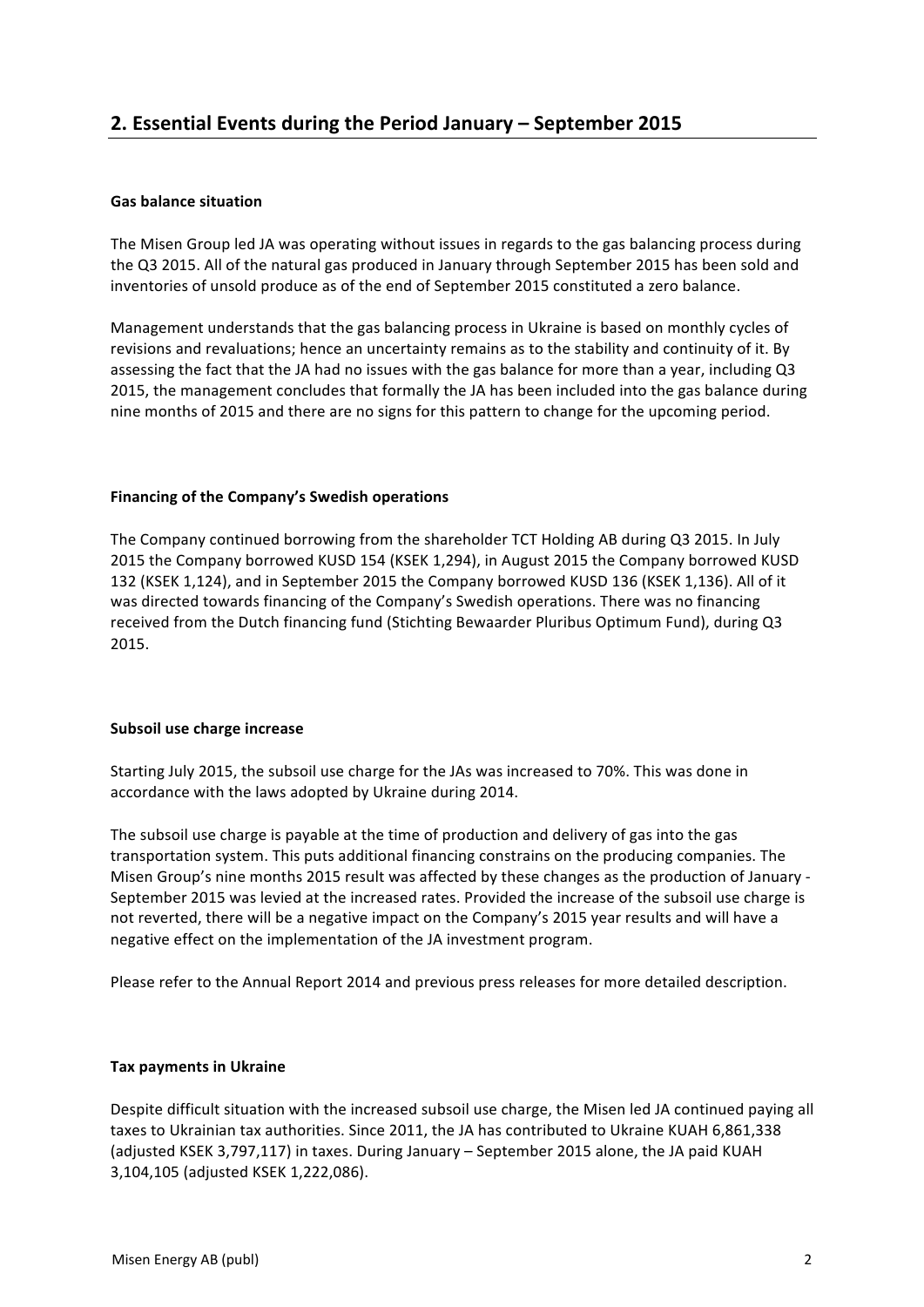## 2. Essential Events during the Period January – September 2015

**Gas balance situation**

The Misen Group led JA was operating without issues in regards to the gas balancing process during the Q3 2015. All of the natural gas produced in January through September 2015 has been sold and inventories of unsold produce as of the end of September 2015 constituted a zero balance.

Management understands that the gas balancing process in Ukraine is based on monthly cycles of revisions and revaluations; hence an uncertainty remains as to the stability and continuity of it. By assessing the fact that the JA had no issues with the gas balance for more than a year, including Q3 2015, the management concludes that formally the JA has been included into the gas balance during nine months of 2015 and there are no signs for this pattern to change for the upcoming period.

**Financing of the Company's Swedish operations**

The Company continued borrowing from the shareholder TCT Holding AB during Q3 2015. In July 2015 the Company borrowed KUSD 154 (KSEK 1,294), in August 2015 the Company borrowed KUSD 132 (KSEK 1,124), and in September 2015 the Company borrowed KUSD 136 (KSEK 1,136). All of it was directed towards financing of the Company's Swedish operations. There was no financing received from the Dutch financing fund (Stichting Bewaarder Pluribus Optimum Fund), during Q3 2015.

**Subsoil use charge increase**

Starting July 2015, the subsoil use charge for the JAs was increased to 70%. This was done in accordance with the laws adopted by Ukraine during 2014.

The subsoil use charge is payable at the time of production and delivery of gas into the gas transportation system. This puts additional financing constrains on the producing companies. The Misen Group's nine months 2015 result was affected by these changes as the production of January - September 2015 was levied at the increased rates. Provided the increase of the subsoil use charge is not reverted, there will be a negative impact on the Company's 2015 year results and will have a negative effect on the implementation of the JA investment program.

Please refer to the Annual Report 2014 and previous press releases for more detailed description.

**Tax payments in Ukraine**

Despite difficult situation with the increased subsoil use charge, the Misen led JA continued paying all taxes to Ukrainian tax authorities. Since 2011, the JA has contributed to Ukraine KUAH 6,861,338 (adjusted KSEK 3,797,117) in taxes. During January – September 2015 alone, the JA paid KUAH 3,104,105 (adjusted KSEK 1,222,086).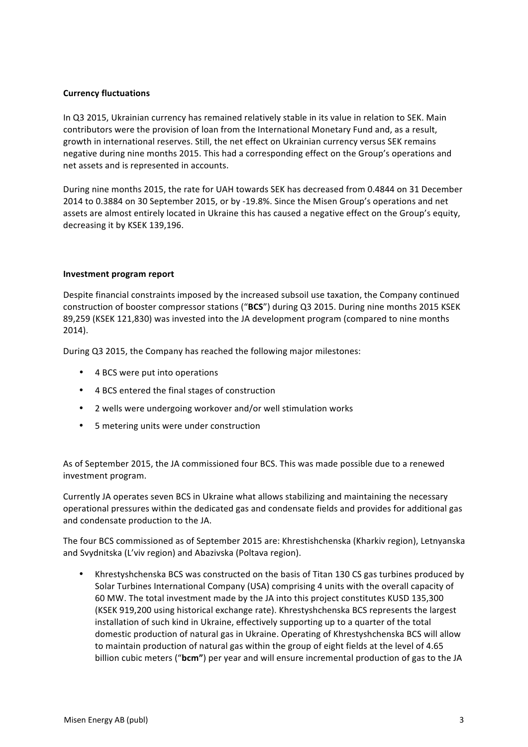**Currency fluctuations**

In Q3 2015, Ukrainian currency has remained relatively stable in its value in relation to SEK. Main contributors were the provision of loan from the International Monetary Fund and, as a result, growth in international reserves. Still, the net effect on Ukrainian currency versus SEK remains negative during nine months 2015. This had a corresponding effect on the Group's operations and net assets and is represented in accounts.

During nine months 2015, the rate for UAH towards SEK has decreased from 0.4844 on 31 December 2014 to 0.3884 on 30 September 2015, or by -19.8%. Since the Misen Group's operations and net assets are almost entirely located in Ukraine this has caused a negative effect on the Group's equity, decreasing it by KSEK 139,196.

**Investment program report**

Despite financial constraints imposed by the increased subsoil use taxation, the Company continued construction of booster compressor stations ("**BCS**") during Q3 2015. During nine months 2015 KSEK 89,259 (KSEK 121,830) was invested into the JA development program (compared to nine months 2014).

During Q3 2015, the Company has reached the following major milestones:

- 4 BCS were put into operations
- 4 BCS entered the final stages of construction
- 2 wells were undergoing workover and/or well stimulation works
- 5 metering units were under construction

As of September 2015, the JA commissioned four BCS. This was made possible due to a renewed investment program.

Currently JA operates seven BCS in Ukraine what allows stabilizing and maintaining the necessary operational pressures within the dedicated gas and condensate fields and provides for additional gas and condensate production to the JA.

The four BCS commissioned as of September 2015 are: Khrestishchenska (Kharkiv region), Letnyanska and Svydnitska (L'viv region) and Abazivska (Poltava region).

- Khrestyshchenska BCS was constructed on the basis of Titan 130 CS gas turbines produced by Solar Turbines International Company (USA) comprising 4 units with the overall capacity of 60 MW. The total investment made by the JA into this project constitutes KUSD 135,300 (KSEK 919,200 using historical exchange rate). Khrestyshchenska BCS represents the largest installation of such kind in Ukraine, effectively supporting up to a quarter of the total domestic production of natural gas in Ukraine. Operating of Khrestyshchenska BCS will allow to maintain production of natural gas within the group of eight fields at the level of 4.65 billion cubic meters ("**bcm"**) per year and will ensure incremental production of gas to the JA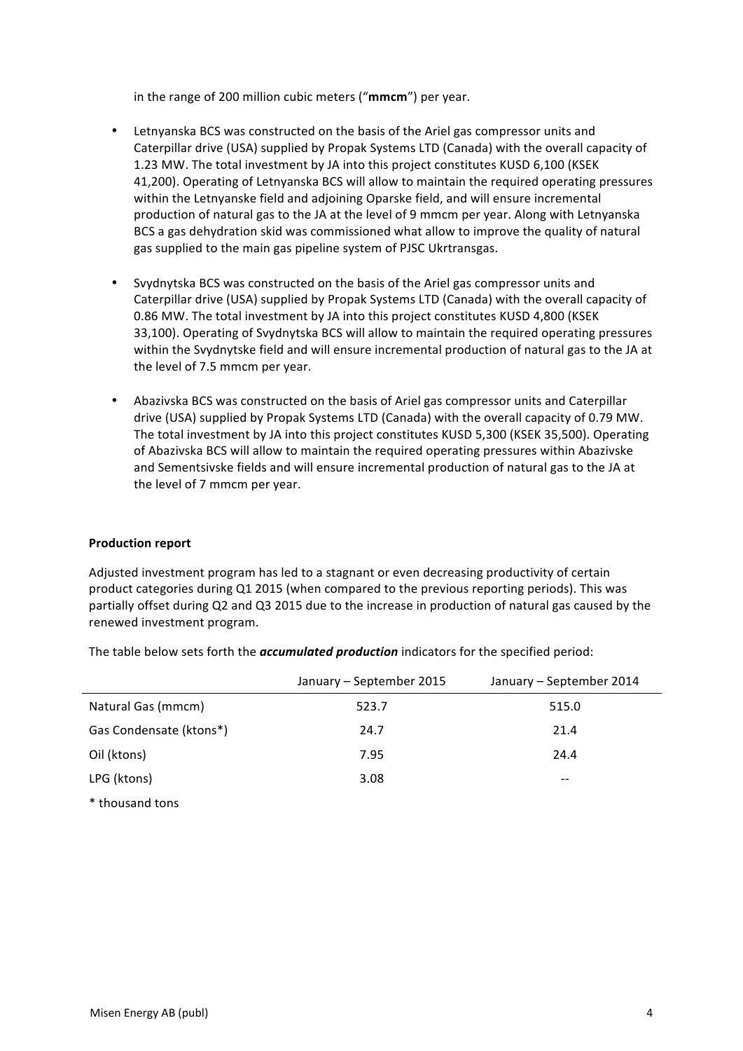in the range of 200 million cubic meters ("**mmcm**") per year.

- Letnyanska BCS was constructed on the basis of the Ariel gas compressor units and Caterpillar drive (USA) supplied by Propak Systems LTD (Canada) with the overall capacity of 1.23 MW. The total investment by JA into this project constitutes KUSD 6,100 (KSEK 41,200). Operating of Letnyanska BCS will allow to maintain the required operating pressures within the Letnyanske field and adjoining Oparske field, and will ensure incremental production of natural gas to the JA at the level of 9 mmcm per year. Along with Letnyanska BCS a gas dehydration skid was commissioned what allow to improve the quality of natural gas supplied to the main gas pipeline system of PJSC Ukrtransgas.

- Svydnytska BCS was constructed on the basis of the Ariel gas compressor units and Caterpillar drive (USA) supplied by Propak Systems LTD (Canada) with the overall capacity of 0.86 MW. The total investment by JA into this project constitutes KUSD 4,800 (KSEK 33,100). Operating of Svydnytska BCS will allow to maintain the required operating pressures within the Svydnytske field and will ensure incremental production of natural gas to the JA at the level of 7.5 mmcm per year.

- Abazivska BCS was constructed on the basis of Ariel gas compressor units and Caterpillar drive (USA) supplied by Propak Systems LTD (Canada) with the overall capacity of 0.79 MW. The total investment by JA into this project constitutes KUSD 5,300 (KSEK 35,500). Operating of Abazivska BCS will allow to maintain the required operating pressures within Abazivske and Sementsivske fields and will ensure incremental production of natural gas to the JA at the level of 7 mmcm per year.

**Production report**

Adjusted investment program has led to a stagnant or even decreasing productivity of certain product categories during Q1 2015 (when compared to the previous reporting periods). This was partially offset during Q2 and Q3 2015 due to the increase in production of natural gas caused by the renewed investment program.

The table below sets forth the ***accumulated production*** indicators for the specified period:

| | January – September 2015 | January – September 2014 |
|---|---|---|
| Natural Gas (mmcm) | 523.7 | 515.0 |
| Gas Condensate (ktons*) | 24.7 | 21.4 |
| Oil (ktons) | 7.95 | 24.4 |
| LPG (ktons) | 3.08 | -- |

* thousand tons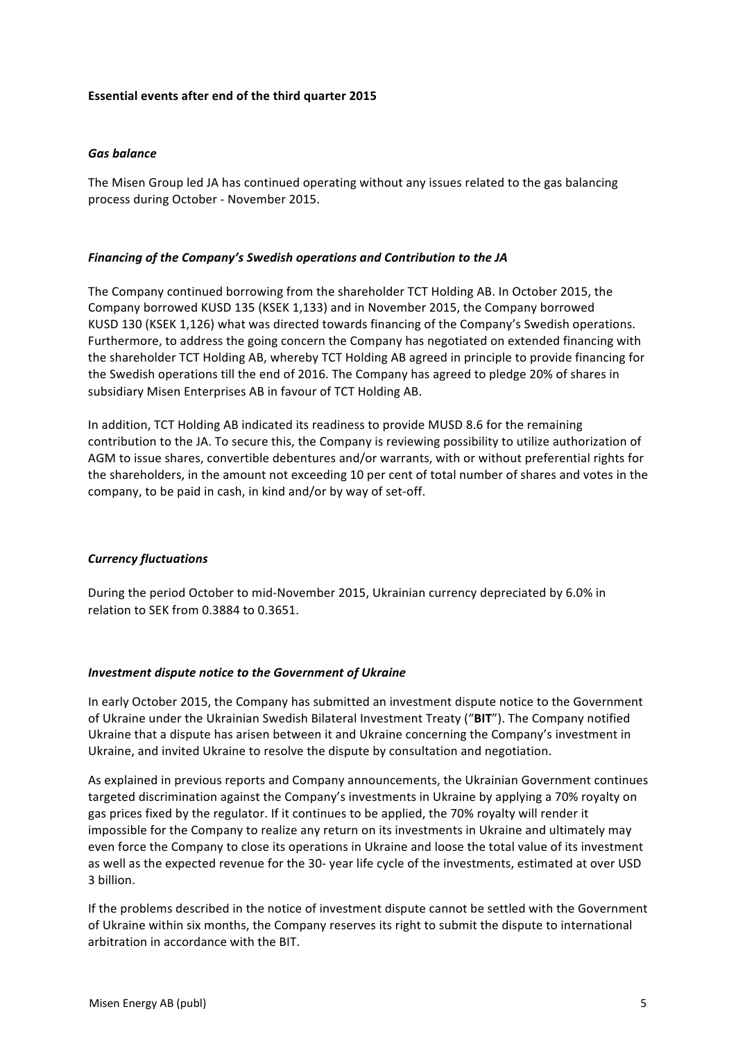**Essential events after end of the third quarter 2015**

***Gas balance***

The Misen Group led JA has continued operating without any issues related to the gas balancing process during October - November 2015.

***Financing of the Company's Swedish operations and Contribution to the JA***

The Company continued borrowing from the shareholder TCT Holding AB. In October 2015, the Company borrowed KUSD 135 (KSEK 1,133) and in November 2015, the Company borrowed KUSD 130 (KSEK 1,126) what was directed towards financing of the Company's Swedish operations. Furthermore, to address the going concern the Company has negotiated on extended financing with the shareholder TCT Holding AB, whereby TCT Holding AB agreed in principle to provide financing for the Swedish operations till the end of 2016. The Company has agreed to pledge 20% of shares in subsidiary Misen Enterprises AB in favour of TCT Holding AB.

In addition, TCT Holding AB indicated its readiness to provide MUSD 8.6 for the remaining contribution to the JA. To secure this, the Company is reviewing possibility to utilize authorization of AGM to issue shares, convertible debentures and/or warrants, with or without preferential rights for the shareholders, in the amount not exceeding 10 per cent of total number of shares and votes in the company, to be paid in cash, in kind and/or by way of set-off.

***Currency fluctuations***

During the period October to mid-November 2015, Ukrainian currency depreciated by 6.0% in relation to SEK from 0.3884 to 0.3651.

***Investment dispute notice to the Government of Ukraine***

In early October 2015, the Company has submitted an investment dispute notice to the Government of Ukraine under the Ukrainian Swedish Bilateral Investment Treaty ("**BIT**"). The Company notified Ukraine that a dispute has arisen between it and Ukraine concerning the Company's investment in Ukraine, and invited Ukraine to resolve the dispute by consultation and negotiation.

As explained in previous reports and Company announcements, the Ukrainian Government continues targeted discrimination against the Company's investments in Ukraine by applying a 70% royalty on gas prices fixed by the regulator. If it continues to be applied, the 70% royalty will render it impossible for the Company to realize any return on its investments in Ukraine and ultimately may even force the Company to close its operations in Ukraine and loose the total value of its investment as well as the expected revenue for the 30- year life cycle of the investments, estimated at over USD 3 billion.

If the problems described in the notice of investment dispute cannot be settled with the Government of Ukraine within six months, the Company reserves its right to submit the dispute to international arbitration in accordance with the BIT.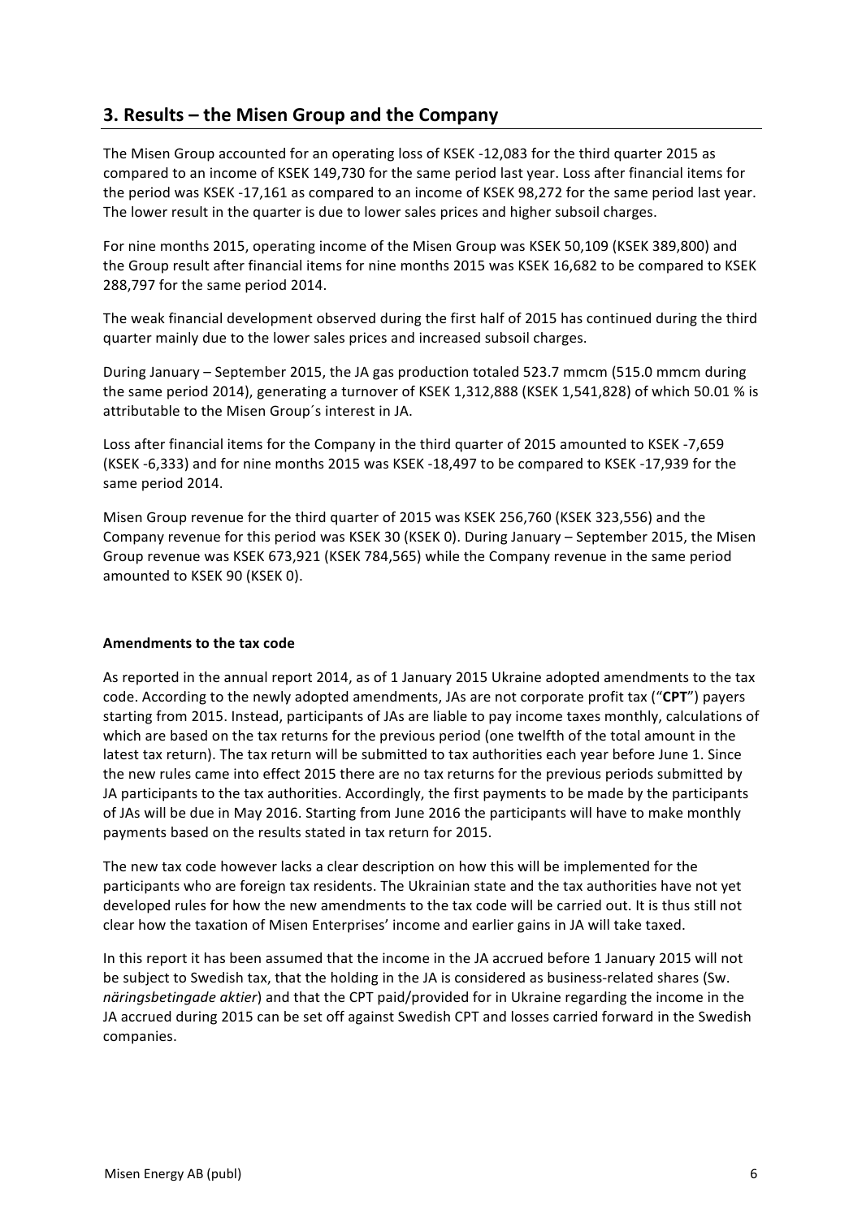## 3. Results – the Misen Group and the Company

The Misen Group accounted for an operating loss of KSEK -12,083 for the third quarter 2015 as compared to an income of KSEK 149,730 for the same period last year. Loss after financial items for the period was KSEK -17,161 as compared to an income of KSEK 98,272 for the same period last year. The lower result in the quarter is due to lower sales prices and higher subsoil charges.

For nine months 2015, operating income of the Misen Group was KSEK 50,109 (KSEK 389,800) and the Group result after financial items for nine months 2015 was KSEK 16,682 to be compared to KSEK 288,797 for the same period 2014.

The weak financial development observed during the first half of 2015 has continued during the third quarter mainly due to the lower sales prices and increased subsoil charges.

During January – September 2015, the JA gas production totaled 523.7 mmcm (515.0 mmcm during the same period 2014), generating a turnover of KSEK 1,312,888 (KSEK 1,541,828) of which 50.01 % is attributable to the Misen Group´s interest in JA.

Loss after financial items for the Company in the third quarter of 2015 amounted to KSEK -7,659 (KSEK -6,333) and for nine months 2015 was KSEK -18,497 to be compared to KSEK -17,939 for the same period 2014.

Misen Group revenue for the third quarter of 2015 was KSEK 256,760 (KSEK 323,556) and the Company revenue for this period was KSEK 30 (KSEK 0). During January – September 2015, the Misen Group revenue was KSEK 673,921 (KSEK 784,565) while the Company revenue in the same period amounted to KSEK 90 (KSEK 0).

**Amendments to the tax code**

As reported in the annual report 2014, as of 1 January 2015 Ukraine adopted amendments to the tax code. According to the newly adopted amendments, JAs are not corporate profit tax ("**CPT**") payers starting from 2015. Instead, participants of JAs are liable to pay income taxes monthly, calculations of which are based on the tax returns for the previous period (one twelfth of the total amount in the latest tax return). The tax return will be submitted to tax authorities each year before June 1. Since the new rules came into effect 2015 there are no tax returns for the previous periods submitted by JA participants to the tax authorities. Accordingly, the first payments to be made by the participants of JAs will be due in May 2016. Starting from June 2016 the participants will have to make monthly payments based on the results stated in tax return for 2015.

The new tax code however lacks a clear description on how this will be implemented for the participants who are foreign tax residents. The Ukrainian state and the tax authorities have not yet developed rules for how the new amendments to the tax code will be carried out. It is thus still not clear how the taxation of Misen Enterprises' income and earlier gains in JA will take taxed.

In this report it has been assumed that the income in the JA accrued before 1 January 2015 will not be subject to Swedish tax, that the holding in the JA is considered as business-related shares (Sw. *näringsbetingade aktier*) and that the CPT paid/provided for in Ukraine regarding the income in the JA accrued during 2015 can be set off against Swedish CPT and losses carried forward in the Swedish companies.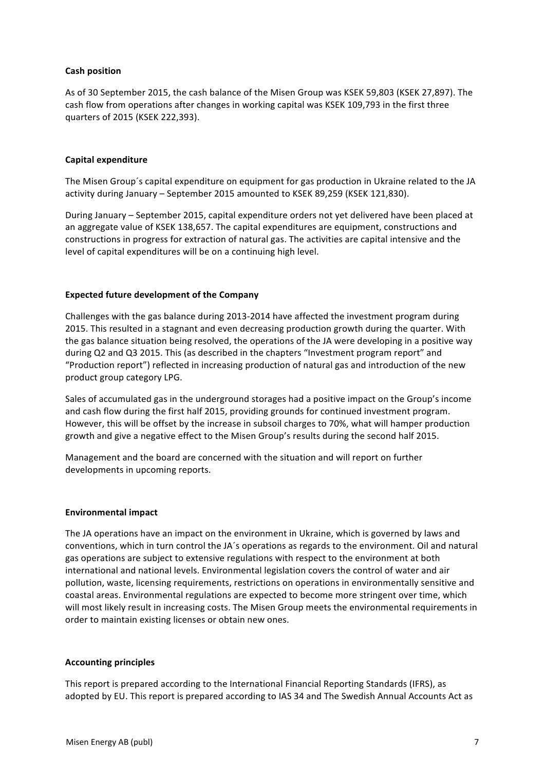**Cash position**

As of 30 September 2015, the cash balance of the Misen Group was KSEK 59,803 (KSEK 27,897). The cash flow from operations after changes in working capital was KSEK 109,793 in the first three quarters of 2015 (KSEK 222,393).

**Capital expenditure**

The Misen Group´s capital expenditure on equipment for gas production in Ukraine related to the JA activity during January – September 2015 amounted to KSEK 89,259 (KSEK 121,830).

During January – September 2015, capital expenditure orders not yet delivered have been placed at an aggregate value of KSEK 138,657. The capital expenditures are equipment, constructions and constructions in progress for extraction of natural gas. The activities are capital intensive and the level of capital expenditures will be on a continuing high level.

**Expected future development of the Company**

Challenges with the gas balance during 2013-2014 have affected the investment program during 2015. This resulted in a stagnant and even decreasing production growth during the quarter. With the gas balance situation being resolved, the operations of the JA were developing in a positive way during Q2 and Q3 2015. This (as described in the chapters "Investment program report" and "Production report") reflected in increasing production of natural gas and introduction of the new product group category LPG.

Sales of accumulated gas in the underground storages had a positive impact on the Group's income and cash flow during the first half 2015, providing grounds for continued investment program. However, this will be offset by the increase in subsoil charges to 70%, what will hamper production growth and give a negative effect to the Misen Group's results during the second half 2015.

Management and the board are concerned with the situation and will report on further developments in upcoming reports.

**Environmental impact**

The JA operations have an impact on the environment in Ukraine, which is governed by laws and conventions, which in turn control the JA´s operations as regards to the environment. Oil and natural gas operations are subject to extensive regulations with respect to the environment at both international and national levels. Environmental legislation covers the control of water and air pollution, waste, licensing requirements, restrictions on operations in environmentally sensitive and coastal areas. Environmental regulations are expected to become more stringent over time, which will most likely result in increasing costs. The Misen Group meets the environmental requirements in order to maintain existing licenses or obtain new ones.

**Accounting principles**

This report is prepared according to the International Financial Reporting Standards (IFRS), as adopted by EU. This report is prepared according to IAS 34 and The Swedish Annual Accounts Act as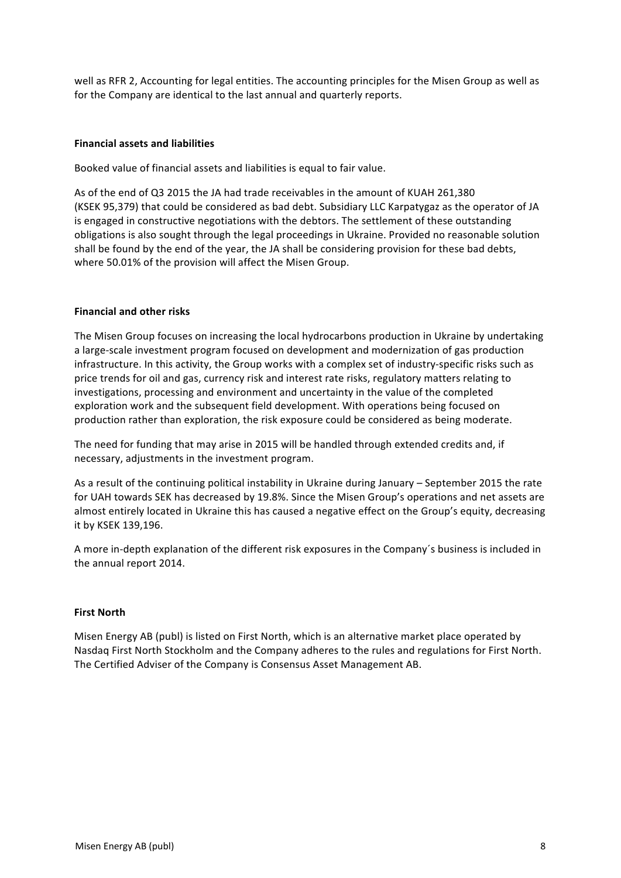well as RFR 2, Accounting for legal entities. The accounting principles for the Misen Group as well as for the Company are identical to the last annual and quarterly reports.

**Financial assets and liabilities**

Booked value of financial assets and liabilities is equal to fair value.

As of the end of Q3 2015 the JA had trade receivables in the amount of KUAH 261,380 (KSEK 95,379) that could be considered as bad debt. Subsidiary LLC Karpatygaz as the operator of JA is engaged in constructive negotiations with the debtors. The settlement of these outstanding obligations is also sought through the legal proceedings in Ukraine. Provided no reasonable solution shall be found by the end of the year, the JA shall be considering provision for these bad debts, where 50.01% of the provision will affect the Misen Group.

**Financial and other risks**

The Misen Group focuses on increasing the local hydrocarbons production in Ukraine by undertaking a large-scale investment program focused on development and modernization of gas production infrastructure. In this activity, the Group works with a complex set of industry-specific risks such as price trends for oil and gas, currency risk and interest rate risks, regulatory matters relating to investigations, processing and environment and uncertainty in the value of the completed exploration work and the subsequent field development. With operations being focused on production rather than exploration, the risk exposure could be considered as being moderate.

The need for funding that may arise in 2015 will be handled through extended credits and, if necessary, adjustments in the investment program.

As a result of the continuing political instability in Ukraine during January – September 2015 the rate for UAH towards SEK has decreased by 19.8%. Since the Misen Group's operations and net assets are almost entirely located in Ukraine this has caused a negative effect on the Group's equity, decreasing it by KSEK 139,196.

A more in-depth explanation of the different risk exposures in the Company´s business is included in the annual report 2014.

**First North**

Misen Energy AB (publ) is listed on First North, which is an alternative market place operated by Nasdaq First North Stockholm and the Company adheres to the rules and regulations for First North. The Certified Adviser of the Company is Consensus Asset Management AB.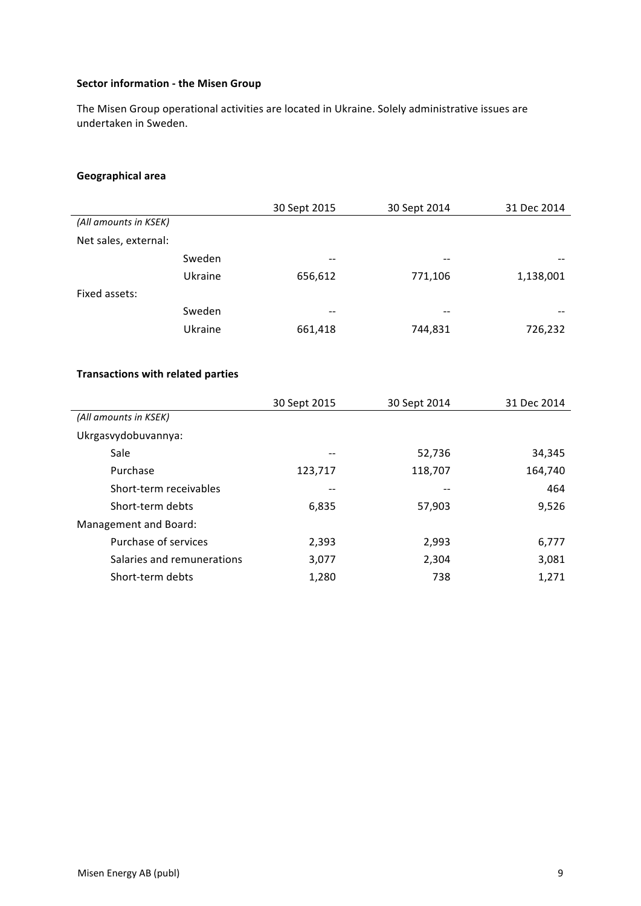**Sector information - the Misen Group**

The Misen Group operational activities are located in Ukraine. Solely administrative issues are undertaken in Sweden.

**Geographical area**

| | | 30 Sept 2015 | 30 Sept 2014 | 31 Dec 2014 |
|---|---|---|---|---|
| *(All amounts in KSEK)* | | | | |
| Net sales, external: | | | | |
| | Sweden | -- | -- | -- |
| | Ukraine | 656,612 | 771,106 | 1,138,001 |
| Fixed assets: | | | | |
| | Sweden | -- | -- | -- |
| | Ukraine | 661,418 | 744,831 | 726,232 |

**Transactions with related parties**

| | 30 Sept 2015 | 30 Sept 2014 | 31 Dec 2014 |
|---|---|---|---|
| *(All amounts in KSEK)* | | | |
| Ukrgasvydobuvannya: | | | |
| Sale | -- | 52,736 | 34,345 |
| Purchase | 123,717 | 118,707 | 164,740 |
| Short-term receivables | -- | -- | 464 |
| Short-term debts | 6,835 | 57,903 | 9,526 |
| Management and Board: | | | |
| Purchase of services | 2,393 | 2,993 | 6,777 |
| Salaries and remunerations | 3,077 | 2,304 | 3,081 |
| Short-term debts | 1,280 | 738 | 1,271 |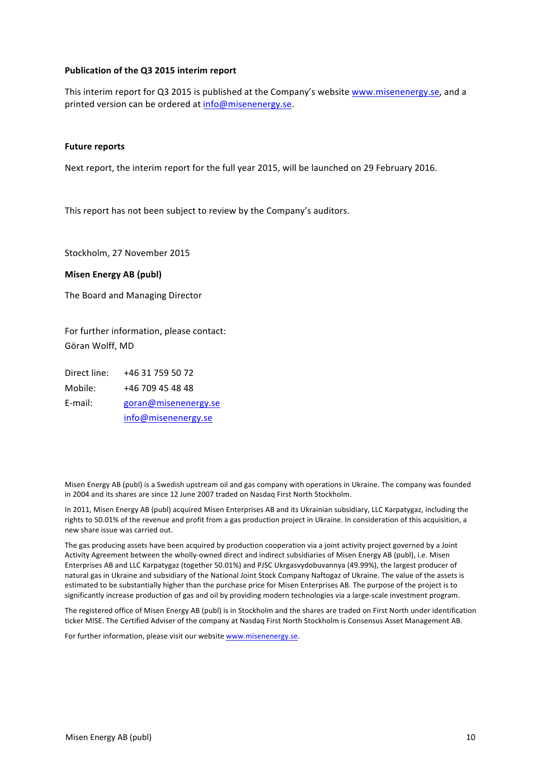**Publication of the Q3 2015 interim report**

This interim report for Q3 2015 is published at the Company's website www.misenenergy.se, and a printed version can be ordered at info@misenenergy.se.

**Future reports**

Next report, the interim report for the full year 2015, will be launched on 29 February 2016.

This report has not been subject to review by the Company's auditors.

Stockholm, 27 November 2015

**Misen Energy AB (publ)**

The Board and Managing Director

For further information, please contact:
Göran Wolff, MD

Direct line: +46 31 759 50 72
Mobile: +46 709 45 48 48
E-mail: goran@misenenergy.se
info@misenenergy.se

Misen Energy AB (publ) is a Swedish upstream oil and gas company with operations in Ukraine. The company was founded in 2004 and its shares are since 12 June 2007 traded on Nasdaq First North Stockholm.

In 2011, Misen Energy AB (publ) acquired Misen Enterprises AB and its Ukrainian subsidiary, LLC Karpatygaz, including the rights to 50.01% of the revenue and profit from a gas production project in Ukraine. In consideration of this acquisition, a new share issue was carried out.

The gas producing assets have been acquired by production cooperation via a joint activity project governed by a Joint Activity Agreement between the wholly-owned direct and indirect subsidiaries of Misen Energy AB (publ), i.e. Misen Enterprises AB and LLC Karpatygaz (together 50.01%) and PJSC Ukrgasvydobuvannya (49.99%), the largest producer of natural gas in Ukraine and subsidiary of the National Joint Stock Company Naftogaz of Ukraine. The value of the assets is estimated to be substantially higher than the purchase price for Misen Enterprises AB. The purpose of the project is to significantly increase production of gas and oil by providing modern technologies via a large-scale investment program.

The registered office of Misen Energy AB (publ) is in Stockholm and the shares are traded on First North under identification ticker MISE. The Certified Adviser of the company at Nasdaq First North Stockholm is Consensus Asset Management AB.

For further information, please visit our website www.misenenergy.se.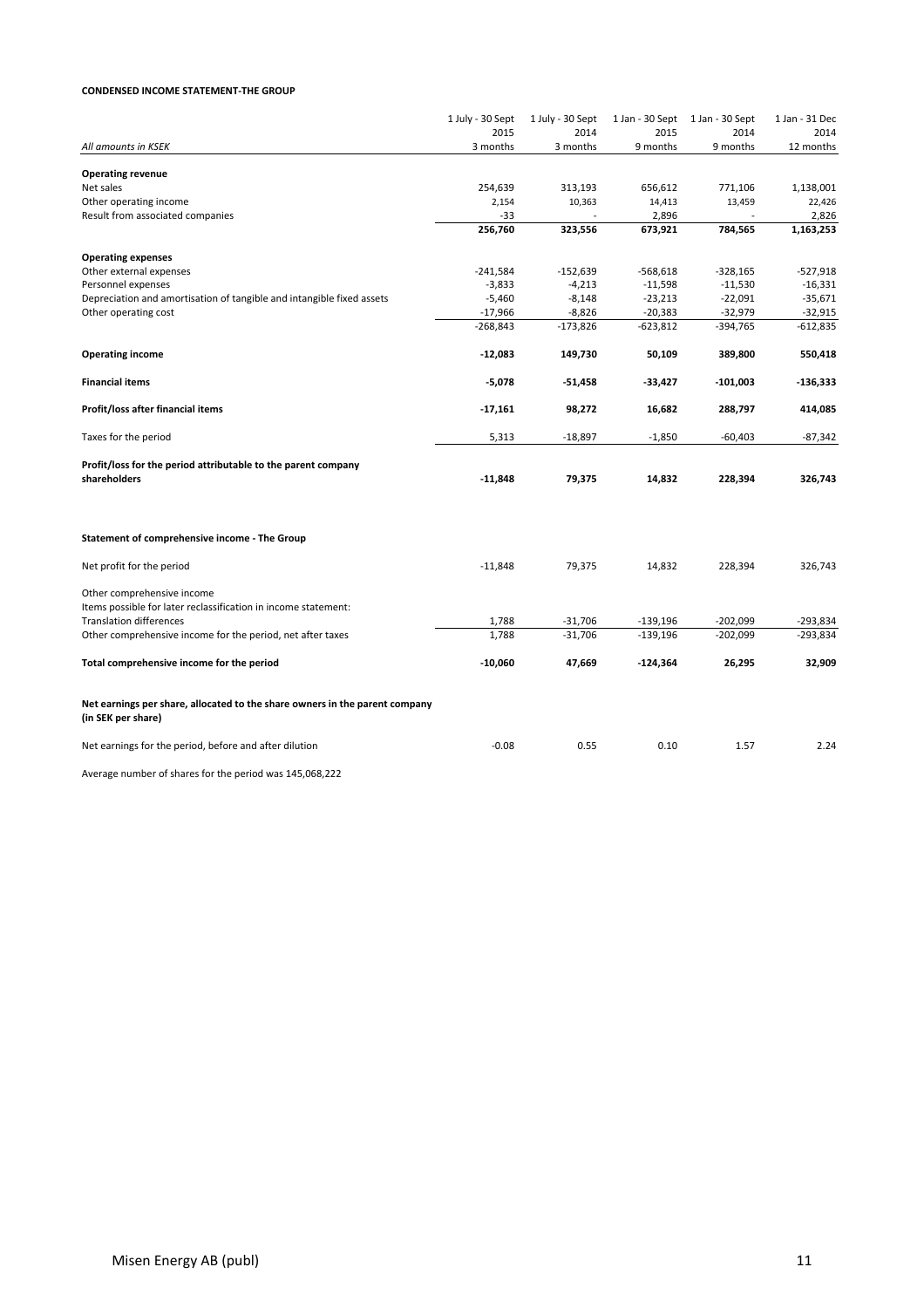**CONDENSED INCOME STATEMENT-THE GROUP**

| *All amounts in KSEK* | 1 July - 30 Sept 2015 3 months | 1 July - 30 Sept 2014 3 months | 1 Jan - 30 Sept 2015 9 months | 1 Jan - 30 Sept 2014 9 months | 1 Jan - 31 Dec 2014 12 months |
|---|---|---|---|---|---|
| **Operating revenue** | | | | | |
| Net sales | 254,639 | 313,193 | 656,612 | 771,106 | 1,138,001 |
| Other operating income | 2,154 | 10,363 | 14,413 | 13,459 | 22,426 |
| Result from associated companies | -33 | - | 2,896 | - | 2,826 |
| | **256,760** | **323,556** | **673,921** | **784,565** | **1,163,253** |
| **Operating expenses** | | | | | |
| Other external expenses | -241,584 | -152,639 | -568,618 | -328,165 | -527,918 |
| Personnel expenses | -3,833 | -4,213 | -11,598 | -11,530 | -16,331 |
| Depreciation and amortisation of tangible and intangible fixed assets | -5,460 | -8,148 | -23,213 | -22,091 | -35,671 |
| Other operating cost | -17,966 | -8,826 | -20,383 | -32,979 | -32,915 |
| | -268,843 | -173,826 | -623,812 | -394,765 | -612,835 |
| **Operating income** | **-12,083** | **149,730** | **50,109** | **389,800** | **550,418** |
| **Financial items** | **-5,078** | **-51,458** | **-33,427** | **-101,003** | **-136,333** |
| **Profit/loss after financial items** | **-17,161** | **98,272** | **16,682** | **288,797** | **414,085** |
| Taxes for the period | 5,313 | -18,897 | -1,850 | -60,403 | -87,342 |
| **Profit/loss for the period attributable to the parent company shareholders** | **-11,848** | **79,375** | **14,832** | **228,394** | **326,743** |

**Statement of comprehensive income - The Group**

| | 1 July - 30 Sept 2015 | 1 July - 30 Sept 2014 | 1 Jan - 30 Sept 2015 | 1 Jan - 30 Sept 2014 | 1 Jan - 31 Dec 2014 |
|---|---|---|---|---|---|
| Net profit for the period | -11,848 | 79,375 | 14,832 | 228,394 | 326,743 |
| Other comprehensive income | | | | | |
| Items possible for later reclassification in income statement: | | | | | |
| Translation differences | 1,788 | -31,706 | -139,196 | -202,099 | -293,834 |
| Other comprehensive income for the period, net after taxes | 1,788 | -31,706 | -139,196 | -202,099 | -293,834 |
| **Total comprehensive income for the period** | **-10,060** | **47,669** | **-124,364** | **26,295** | **32,909** |
| **Net earnings per share, allocated to the share owners in the parent company (in SEK per share)** | | | | | |
| Net earnings for the period, before and after dilution | -0.08 | 0.55 | 0.10 | 1.57 | 2.24 |

Average number of shares for the period was 145,068,222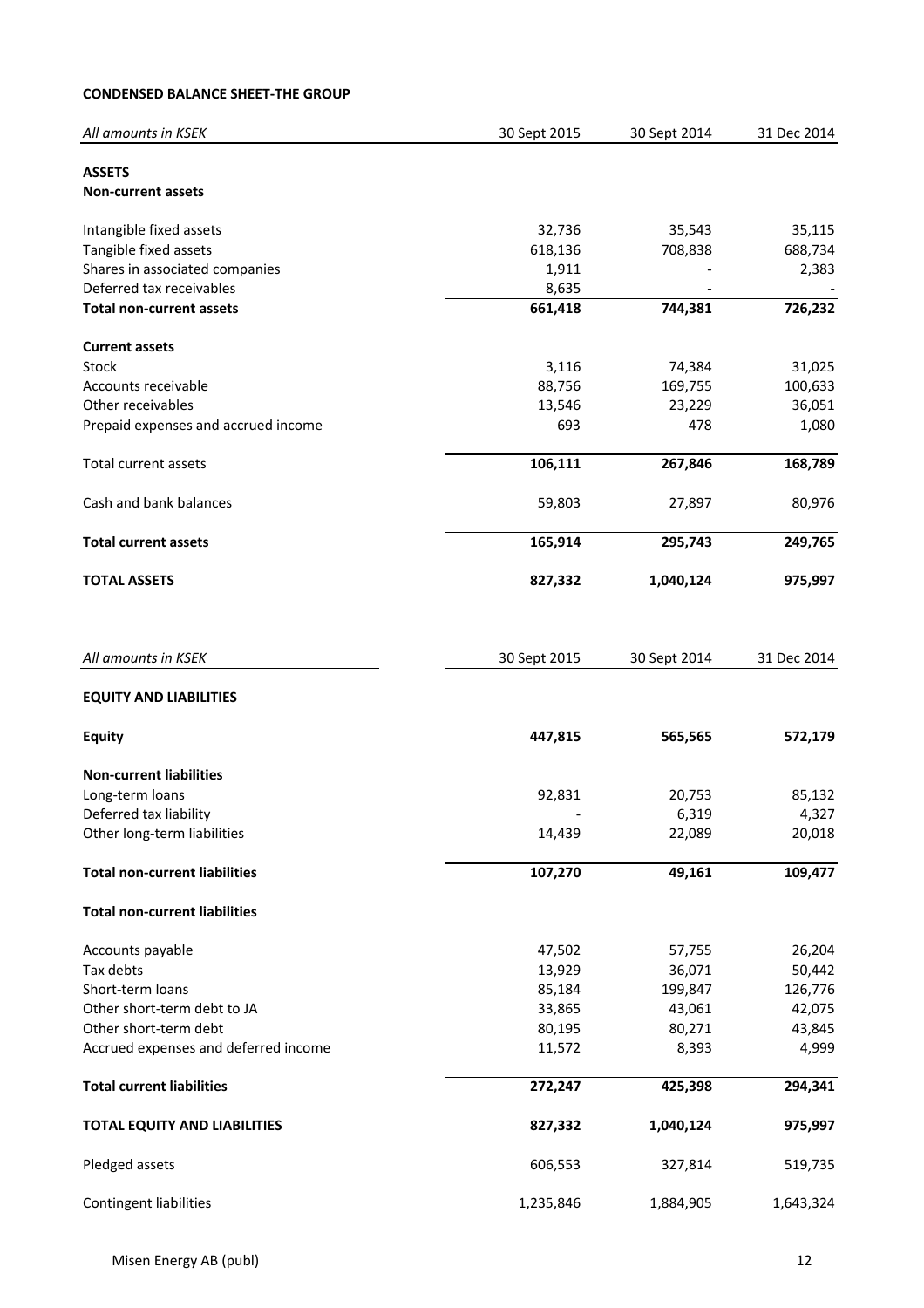**CONDENSED BALANCE SHEET-THE GROUP**

| *All amounts in KSEK* | 30 Sept 2015 | 30 Sept 2014 | 31 Dec 2014 |
|---|---|---|---|
| **ASSETS** | | | |
| **Non-current assets** | | | |
| Intangible fixed assets | 32,736 | 35,543 | 35,115 |
| Tangible fixed assets | 618,136 | 708,838 | 688,734 |
| Shares in associated companies | 1,911 | - | 2,383 |
| Deferred tax receivables | 8,635 | - | - |
| **Total non-current assets** | **661,418** | **744,381** | **726,232** |
| **Current assets** | | | |
| Stock | 3,116 | 74,384 | 31,025 |
| Accounts receivable | 88,756 | 169,755 | 100,633 |
| Other receivables | 13,546 | 23,229 | 36,051 |
| Prepaid expenses and accrued income | 693 | 478 | 1,080 |
| Total current assets | **106,111** | **267,846** | **168,789** |
| Cash and bank balances | 59,803 | 27,897 | 80,976 |
| **Total current assets** | **165,914** | **295,743** | **249,765** |
| **TOTAL ASSETS** | **827,332** | **1,040,124** | **975,997** |

| *All amounts in KSEK* | 30 Sept 2015 | 30 Sept 2014 | 31 Dec 2014 |
|---|---|---|---|
| **EQUITY AND LIABILITIES** | | | |
| **Equity** | **447,815** | **565,565** | **572,179** |
| **Non-current liabilities** | | | |
| Long-term loans | 92,831 | 20,753 | 85,132 |
| Deferred tax liability | - | 6,319 | 4,327 |
| Other long-term liabilities | 14,439 | 22,089 | 20,018 |
| **Total non-current liabilities** | **107,270** | **49,161** | **109,477** |
| **Total non-current liabilities** | | | |
| Accounts payable | 47,502 | 57,755 | 26,204 |
| Tax debts | 13,929 | 36,071 | 50,442 |
| Short-term loans | 85,184 | 199,847 | 126,776 |
| Other short-term debt to JA | 33,865 | 43,061 | 42,075 |
| Other short-term debt | 80,195 | 80,271 | 43,845 |
| Accrued expenses and deferred income | 11,572 | 8,393 | 4,999 |
| **Total current liabilities** | **272,247** | **425,398** | **294,341** |
| **TOTAL EQUITY AND LIABILITIES** | **827,332** | **1,040,124** | **975,997** |
| Pledged assets | 606,553 | 327,814 | 519,735 |
| Contingent liabilities | 1,235,846 | 1,884,905 | 1,643,324 |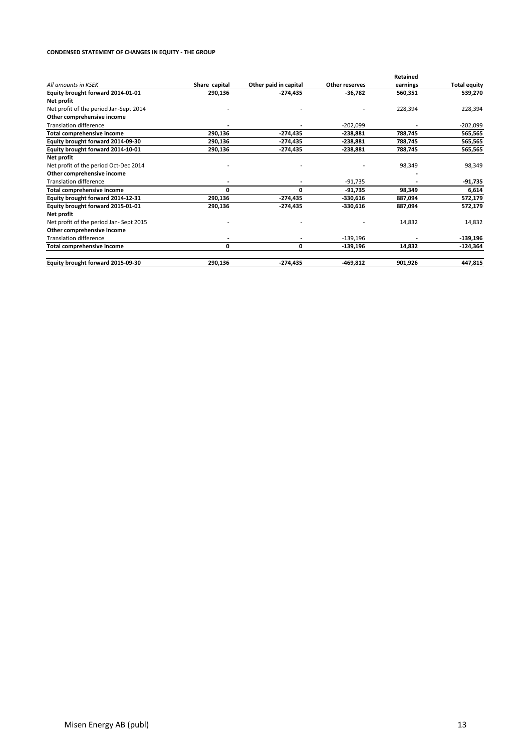**CONDENSED STATEMENT OF CHANGES IN EQUITY - THE GROUP**

| *All amounts in KSEK* | Share capital | Other paid in capital | Other reserves | Retained earnings | Total equity |
|---|---|---|---|---|---|
| **Equity brought forward 2014-01-01** | **290,136** | **-274,435** | **-36,782** | **560,351** | **539,270** |
| **Net profit** | | | | | |
| Net profit of the period Jan-Sept 2014 | - | - | - | 228,394 | 228,394 |
| **Other comprehensive income** | | | | | |
| Translation difference | - | - | -202,099 | - | -202,099 |
| **Total comprehensive income** | **290,136** | **-274,435** | **-238,881** | **788,745** | **565,565** |
| **Equity brought forward 2014-09-30** | **290,136** | **-274,435** | **-238,881** | **788,745** | **565,565** |
| **Equity brought forward 2014-10-01** | **290,136** | **-274,435** | **-238,881** | **788,745** | **565,565** |
| **Net profit** | | | | | |
| Net profit of the period Oct-Dec 2014 | - | - | - | 98,349 | 98,349 |
| **Other comprehensive income** | | | | - | |
| Translation difference | - | - | -91,735 | - | **-91,735** |
| **Total comprehensive income** | **0** | **0** | **-91,735** | **98,349** | **6,614** |
| **Equity brought forward 2014-12-31** | **290,136** | **-274,435** | **-330,616** | **887,094** | **572,179** |
| **Equity brought forward 2015-01-01** | **290,136** | **-274,435** | **-330,616** | **887,094** | **572,179** |
| **Net profit** | | | | | |
| Net profit of the period Jan- Sept 2015 | - | - | - | 14,832 | 14,832 |
| **Other comprehensive income** | | | | | |
| Translation difference | - | - | -139,196 | - | **-139,196** |
| **Total comprehensive income** | **0** | **0** | **-139,196** | **14,832** | **-124,364** |
| **Equity brought forward 2015-09-30** | **290,136** | **-274,435** | **-469,812** | **901,926** | **447,815** |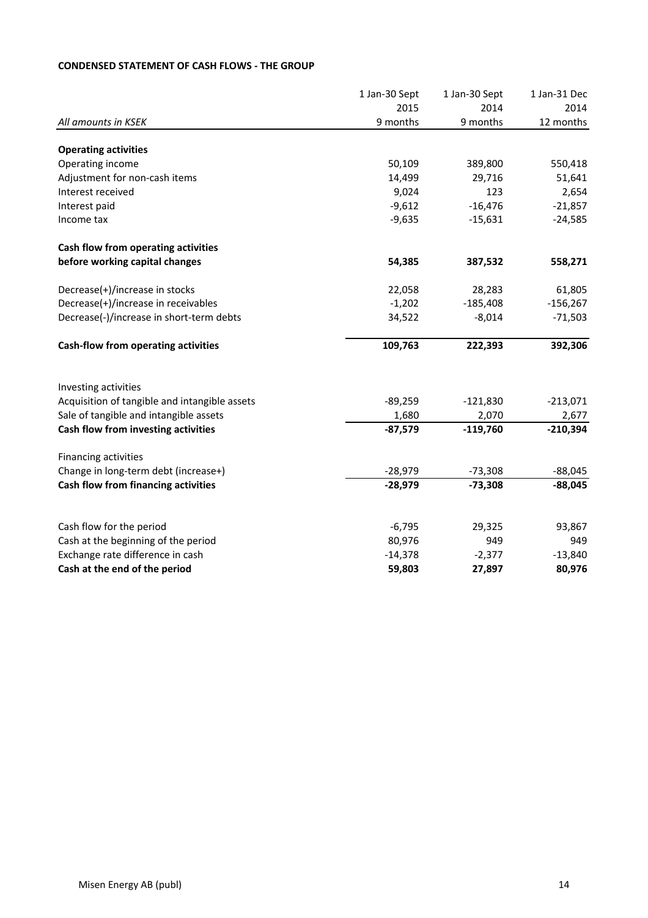**CONDENSED STATEMENT OF CASH FLOWS - THE GROUP**

| All amounts in KSEK | 1 Jan-30 Sept 2015 9 months | 1 Jan-30 Sept 2014 9 months | 1 Jan-31 Dec 2014 12 months |
|---|---|---|---|
| **Operating activities** | | | |
| Operating income | 50,109 | 389,800 | 550,418 |
| Adjustment for non-cash items | 14,499 | 29,716 | 51,641 |
| Interest received | 9,024 | 123 | 2,654 |
| Interest paid | -9,612 | -16,476 | -21,857 |
| Income tax | -9,635 | -15,631 | -24,585 |
| **Cash flow from operating activities before working capital changes** | **54,385** | **387,532** | **558,271** |
| Decrease(+)/increase in stocks | 22,058 | 28,283 | 61,805 |
| Decrease(+)/increase in receivables | -1,202 | -185,408 | -156,267 |
| Decrease(-)/increase in short-term debts | 34,522 | -8,014 | -71,503 |
| **Cash-flow from operating activities** | **109,763** | **222,393** | **392,306** |
| Investing activities | | | |
| Acquisition of tangible and intangible assets | -89,259 | -121,830 | -213,071 |
| Sale of tangible and intangible assets | 1,680 | 2,070 | 2,677 |
| **Cash flow from investing activities** | **-87,579** | **-119,760** | **-210,394** |
| Financing activities | | | |
| Change in long-term debt (increase+) | -28,979 | -73,308 | -88,045 |
| **Cash flow from financing activities** | **-28,979** | **-73,308** | **-88,045** |
| Cash flow for the period | -6,795 | 29,325 | 93,867 |
| Cash at the beginning of the period | 80,976 | 949 | 949 |
| Exchange rate difference in cash | -14,378 | -2,377 | -13,840 |
| **Cash at the end of the period** | **59,803** | **27,897** | **80,976** |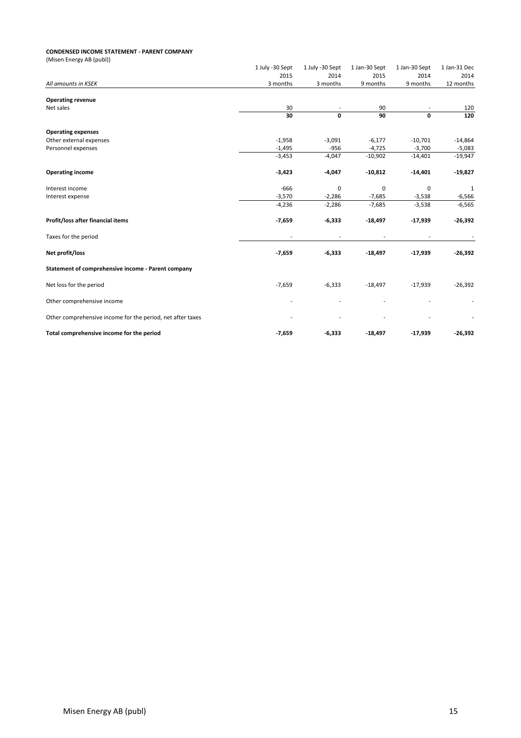**CONDENSED INCOME STATEMENT - PARENT COMPANY**

(Misen Energy AB (publ))

| | 1 July -30 Sept 2015 | 1 July -30 Sept 2014 | 1 Jan-30 Sept 2015 | 1 Jan-30 Sept 2014 | 1 Jan-31 Dec 2014 |
|---|---|---|---|---|---|
| *All amounts in KSEK* | 3 months | 3 months | 9 months | 9 months | 12 months |
| **Operating revenue** | | | | | |
| Net sales | 30 | - | 90 | - | 120 |
| | **30** | **0** | **90** | **0** | **120** |
| **Operating expenses** | | | | | |
| Other external expenses | -1,958 | -3,091 | -6,177 | -10,701 | -14,864 |
| Personnel expenses | -1,495 | -956 | -4,725 | -3,700 | -5,083 |
| | -3,453 | -4,047 | -10,902 | -14,401 | -19,947 |
| **Operating income** | **-3,423** | **-4,047** | **-10,812** | **-14,401** | **-19,827** |
| Interest income | -666 | 0 | 0 | 0 | 1 |
| Interest expense | -3,570 | -2,286 | -7,685 | -3,538 | -6,566 |
| | -4,236 | -2,286 | -7,685 | -3,538 | -6,565 |
| **Profit/loss after financial items** | **-7,659** | **-6,333** | **-18,497** | **-17,939** | **-26,392** |
| Taxes for the period | - | - | - | - | - |
| **Net profit/loss** | **-7,659** | **-6,333** | **-18,497** | **-17,939** | **-26,392** |
| **Statement of comprehensive income - Parent company** | | | | | |
| Net loss for the period | -7,659 | -6,333 | -18,497 | -17,939 | -26,392 |
| Other comprehensive income | - | - | - | - | - |
| Other comprehensive income for the period, net after taxes | - | - | - | - | - |
| **Total comprehensive income for the period** | **-7,659** | **-6,333** | **-18,497** | **-17,939** | **-26,392** |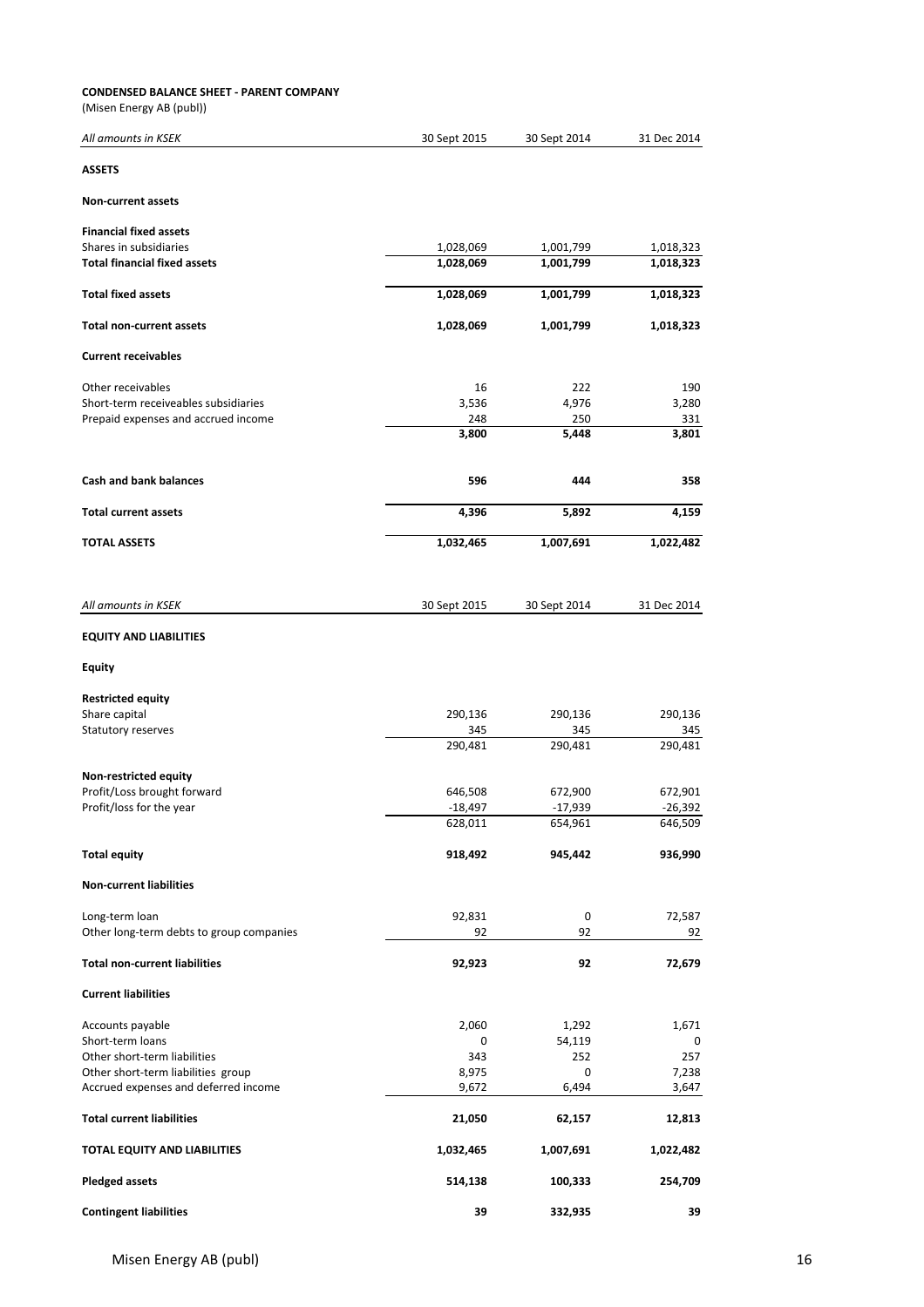**CONDENSED BALANCE SHEET - PARENT COMPANY**

(Misen Energy AB (publ))

| *All amounts in KSEK* | 30 Sept 2015 | 30 Sept 2014 | 31 Dec 2014 |
|---|---|---|---|
| **ASSETS** | | | |
| **Non-current assets** | | | |
| **Financial fixed assets** | | | |
| Shares in subsidiaries | 1,028,069 | 1,001,799 | 1,018,323 |
| **Total financial fixed assets** | **1,028,069** | **1,001,799** | **1,018,323** |
| **Total fixed assets** | **1,028,069** | **1,001,799** | **1,018,323** |
| **Total non-current assets** | **1,028,069** | **1,001,799** | **1,018,323** |
| **Current receivables** | | | |
| Other receivables | 16 | 222 | 190 |
| Short-term receiveables subsidiaries | 3,536 | 4,976 | 3,280 |
| Prepaid expenses and accrued income | 248 | 250 | 331 |
| | **3,800** | **5,448** | **3,801** |
| **Cash and bank balances** | **596** | **444** | **358** |
| **Total current assets** | **4,396** | **5,892** | **4,159** |
| **TOTAL ASSETS** | **1,032,465** | **1,007,691** | **1,022,482** |

| *All amounts in KSEK* | 30 Sept 2015 | 30 Sept 2014 | 31 Dec 2014 |
|---|---|---|---|
| **EQUITY AND LIABILITIES** | | | |
| **Equity** | | | |
| **Restricted equity** | | | |
| Share capital | 290,136 | 290,136 | 290,136 |
| Statutory reserves | 345 | 345 | 345 |
| | 290,481 | 290,481 | 290,481 |
| **Non-restricted equity** | | | |
| Profit/Loss brought forward | 646,508 | 672,900 | 672,901 |
| Profit/loss for the year | -18,497 | -17,939 | -26,392 |
| | 628,011 | 654,961 | 646,509 |
| **Total equity** | **918,492** | **945,442** | **936,990** |
| **Non-current liabilities** | | | |
| Long-term loan | 92,831 | 0 | 72,587 |
| Other long-term debts to group companies | 92 | 92 | 92 |
| **Total non-current liabilities** | **92,923** | **92** | **72,679** |
| **Current liabilities** | | | |
| Accounts payable | 2,060 | 1,292 | 1,671 |
| Short-term loans | 0 | 54,119 | 0 |
| Other short-term liabilities | 343 | 252 | 257 |
| Other short-term liabilities group | 8,975 | 0 | 7,238 |
| Accrued expenses and deferred income | 9,672 | 6,494 | 3,647 |
| **Total current liabilities** | **21,050** | **62,157** | **12,813** |
| **TOTAL EQUITY AND LIABILITIES** | **1,032,465** | **1,007,691** | **1,022,482** |
| **Pledged assets** | **514,138** | **100,333** | **254,709** |
| **Contingent liabilities** | **39** | **332,935** | **39** |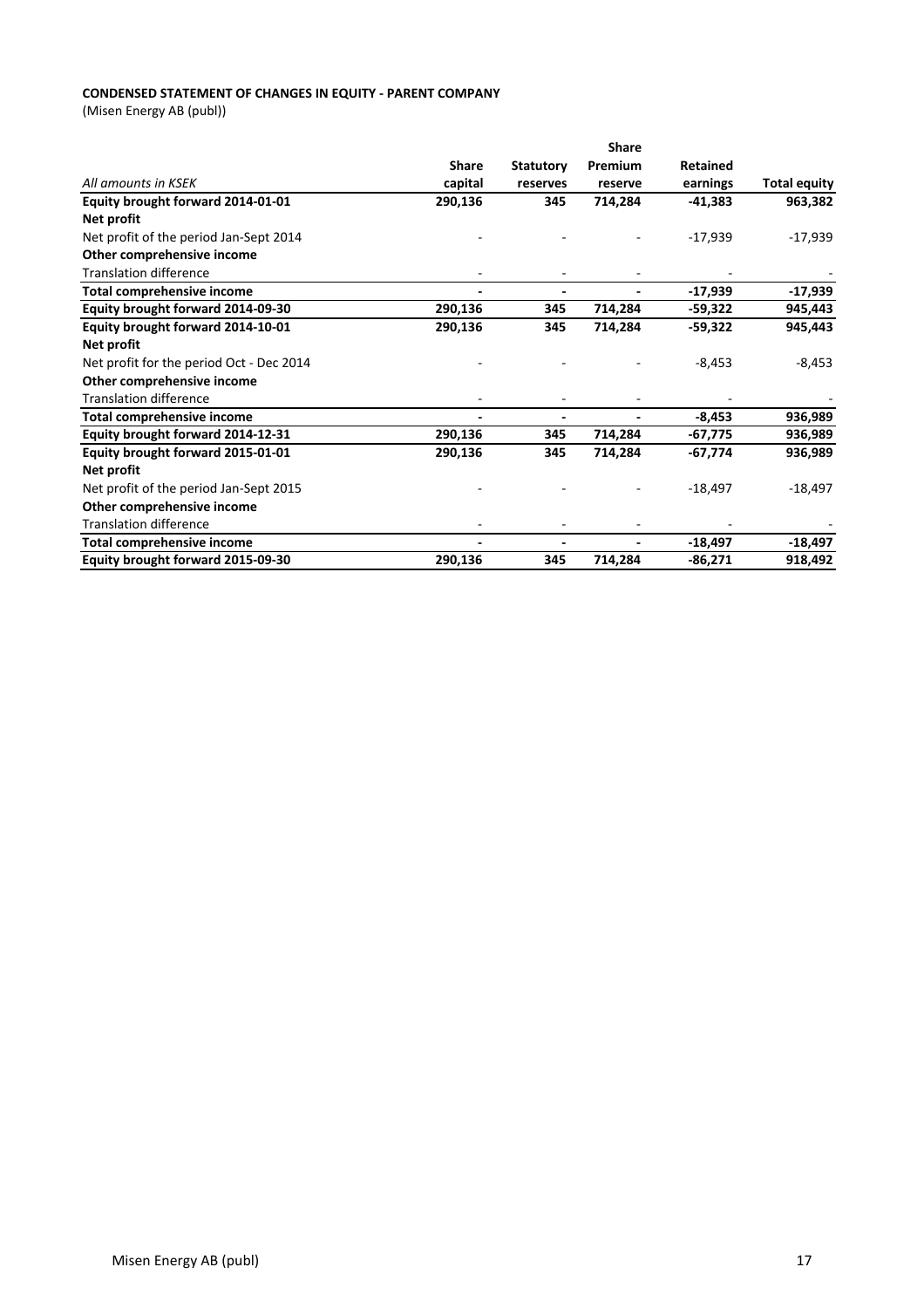**CONDENSED STATEMENT OF CHANGES IN EQUITY - PARENT COMPANY**

(Misen Energy AB (publ))

| *All amounts in KSEK* | Share capital | Statutory reserves | Share Premium reserve | Retained earnings | Total equity |
|---|---|---|---|---|---|
| **Equity brought forward 2014-01-01** | **290,136** | **345** | **714,284** | **-41,383** | **963,382** |
| **Net profit** | | | | | |
| Net profit of the period Jan-Sept 2014 | - | - | - | -17,939 | -17,939 |
| **Other comprehensive income** | | | | | |
| Translation difference | - | - | - | - | - |
| **Total comprehensive income** | **-** | **-** | **-** | **-17,939** | **-17,939** |
| **Equity brought forward 2014-09-30** | **290,136** | **345** | **714,284** | **-59,322** | **945,443** |
| **Equity brought forward 2014-10-01** | **290,136** | **345** | **714,284** | **-59,322** | **945,443** |
| **Net profit** | | | | | |
| Net profit for the period Oct - Dec 2014 | - | - | - | -8,453 | -8,453 |
| **Other comprehensive income** | | | | | |
| Translation difference | - | - | - | - | - |
| **Total comprehensive income** | **-** | **-** | **-** | **-8,453** | **936,989** |
| **Equity brought forward 2014-12-31** | **290,136** | **345** | **714,284** | **-67,775** | **936,989** |
| **Equity brought forward 2015-01-01** | **290,136** | **345** | **714,284** | **-67,774** | **936,989** |
| **Net profit** | | | | | |
| Net profit of the period Jan-Sept 2015 | - | - | - | -18,497 | -18,497 |
| **Other comprehensive income** | | | | | |
| Translation difference | - | - | - | - | - |
| **Total comprehensive income** | **-** | **-** | **-** | **-18,497** | **-18,497** |
| **Equity brought forward 2015-09-30** | **290,136** | **345** | **714,284** | **-86,271** | **918,492** |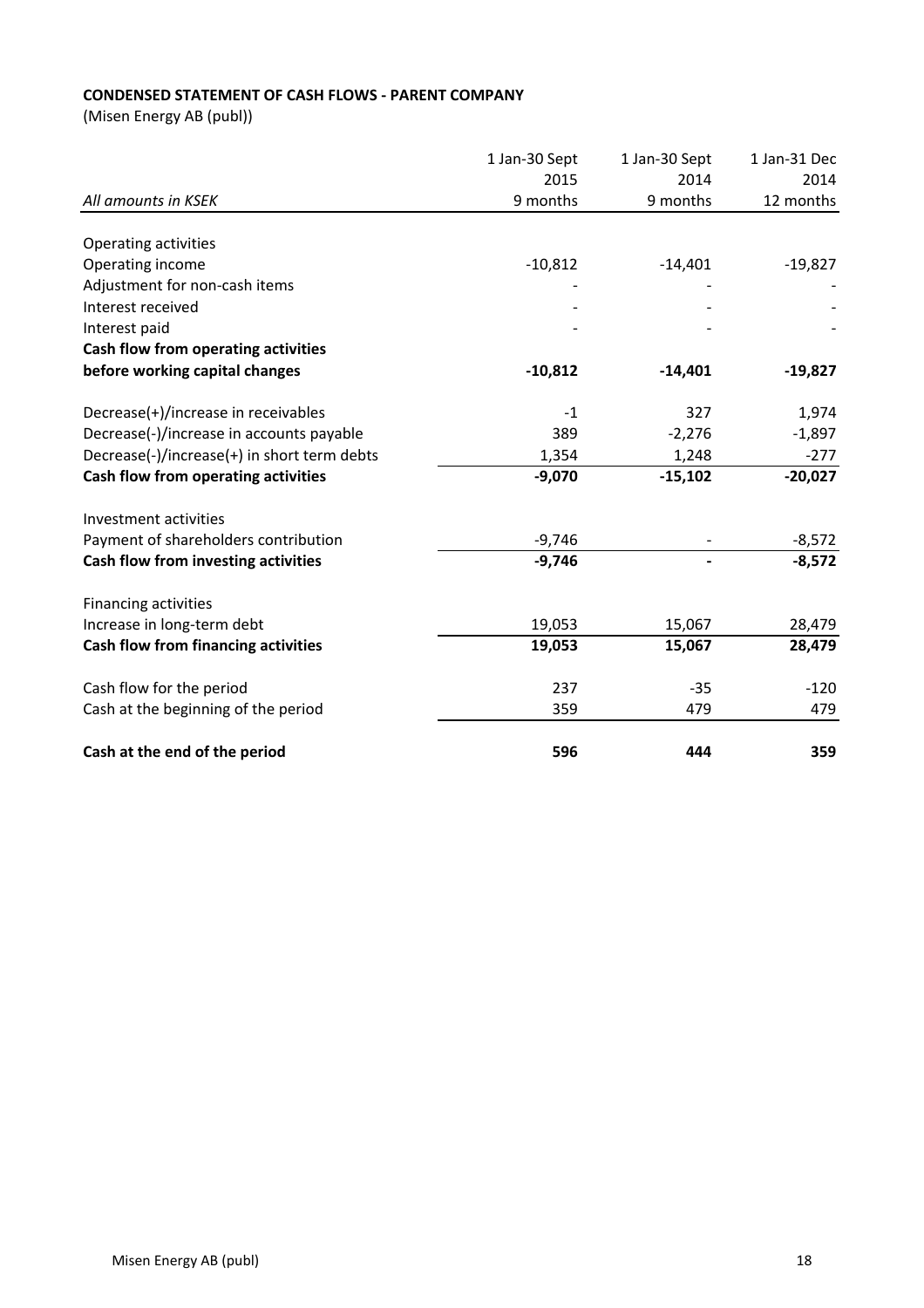**CONDENSED STATEMENT OF CASH FLOWS - PARENT COMPANY**

(Misen Energy AB (publ))

| *All amounts in KSEK* | 1 Jan-30 Sept 2015 9 months | 1 Jan-30 Sept 2014 9 months | 1 Jan-31 Dec 2014 12 months |
|---|---|---|---|
| Operating activities | | | |
| Operating income | -10,812 | -14,401 | -19,827 |
| Adjustment for non-cash items | - | - | - |
| Interest received | - | - | - |
| Interest paid | - | - | - |
| **Cash flow from operating activities before working capital changes** | **-10,812** | **-14,401** | **-19,827** |
| Decrease(+)/increase in receivables | -1 | 327 | 1,974 |
| Decrease(-)/increase in accounts payable | 389 | -2,276 | -1,897 |
| Decrease(-)/increase(+) in short term debts | 1,354 | 1,248 | -277 |
| **Cash flow from operating activities** | **-9,070** | **-15,102** | **-20,027** |
| Investment activities | | | |
| Payment of shareholders contribution | -9,746 | - | -8,572 |
| **Cash flow from investing activities** | **-9,746** | **-** | **-8,572** |
| Financing activities | | | |
| Increase in long-term debt | 19,053 | 15,067 | 28,479 |
| **Cash flow from financing activities** | **19,053** | **15,067** | **28,479** |
| Cash flow for the period | 237 | -35 | -120 |
| Cash at the beginning of the period | 359 | 479 | 479 |
| **Cash at the end of the period** | **596** | **444** | **359** |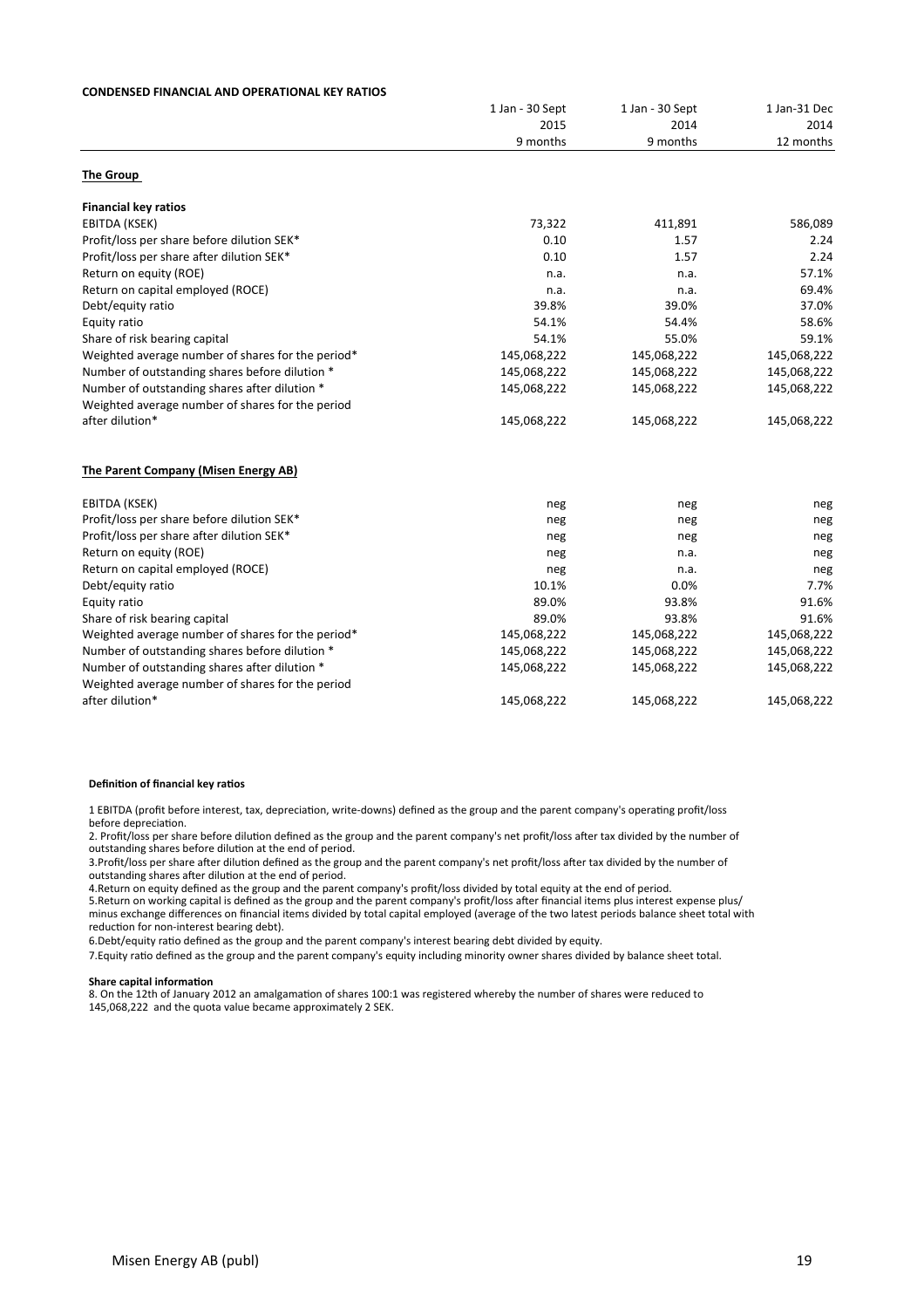**CONDENSED FINANCIAL AND OPERATIONAL KEY RATIOS**

| | 1 Jan - 30 Sept 2015 9 months | 1 Jan - 30 Sept 2014 9 months | 1 Jan-31 Dec 2014 12 months |
|---|---|---|---|
| **The Group** | | | |
| **Financial key ratios** | | | |
| EBITDA (KSEK) | 73,322 | 411,891 | 586,089 |
| Profit/loss per share before dilution SEK* | 0.10 | 1.57 | 2.24 |
| Profit/loss per share after dilution SEK* | 0.10 | 1.57 | 2.24 |
| Return on equity (ROE) | n.a. | n.a. | 57.1% |
| Return on capital employed (ROCE) | n.a. | n.a. | 69.4% |
| Debt/equity ratio | 39.8% | 39.0% | 37.0% |
| Equity ratio | 54.1% | 54.4% | 58.6% |
| Share of risk bearing capital | 54.1% | 55.0% | 59.1% |
| Weighted average number of shares for the period* | 145,068,222 | 145,068,222 | 145,068,222 |
| Number of outstanding shares before dilution * | 145,068,222 | 145,068,222 | 145,068,222 |
| Number of outstanding shares after dilution * | 145,068,222 | 145,068,222 | 145,068,222 |
| Weighted average number of shares for the period after dilution* | 145,068,222 | 145,068,222 | 145,068,222 |
| **The Parent Company (Misen Energy AB)** | | | |
| EBITDA (KSEK) | neg | neg | neg |
| Profit/loss per share before dilution SEK* | neg | neg | neg |
| Profit/loss per share after dilution SEK* | neg | neg | neg |
| Return on equity (ROE) | neg | n.a. | neg |
| Return on capital employed (ROCE) | neg | n.a. | neg |
| Debt/equity ratio | 10.1% | 0.0% | 7.7% |
| Equity ratio | 89.0% | 93.8% | 91.6% |
| Share of risk bearing capital | 89.0% | 93.8% | 91.6% |
| Weighted average number of shares for the period* | 145,068,222 | 145,068,222 | 145,068,222 |
| Number of outstanding shares before dilution * | 145,068,222 | 145,068,222 | 145,068,222 |
| Number of outstanding shares after dilution * | 145,068,222 | 145,068,222 | 145,068,222 |
| Weighted average number of shares for the period after dilution* | 145,068,222 | 145,068,222 | 145,068,222 |

**Definition of financial key ratios**

1 EBITDA (profit before interest, tax, depreciation, write-downs) defined as the group and the parent company's operating profit/loss before depreciation.

2. Profit/loss per share before dilution defined as the group and the parent company's net profit/loss after tax divided by the number of outstanding shares before dilution at the end of period.

3.Profit/loss per share after dilution defined as the group and the parent company's net profit/loss after tax divided by the number of outstanding shares after dilution at the end of period.

4.Return on equity defined as the group and the parent company's profit/loss divided by total equity at the end of period.

5.Return on working capital is defined as the group and the parent company's profit/loss after financial items plus interest expense plus/ minus exchange differences on financial items divided by total capital employed (average of the two latest periods balance sheet total with reduction for non-interest bearing debt).

6.Debt/equity ratio defined as the group and the parent company's interest bearing debt divided by equity.

7.Equity ratio defined as the group and the parent company's equity including minority owner shares divided by balance sheet total.

**Share capital information**

8. On the 12th of January 2012 an amalgamation of shares 100:1 was registered whereby the number of shares were reduced to 145,068,222 and the quota value became approximately 2 SEK.